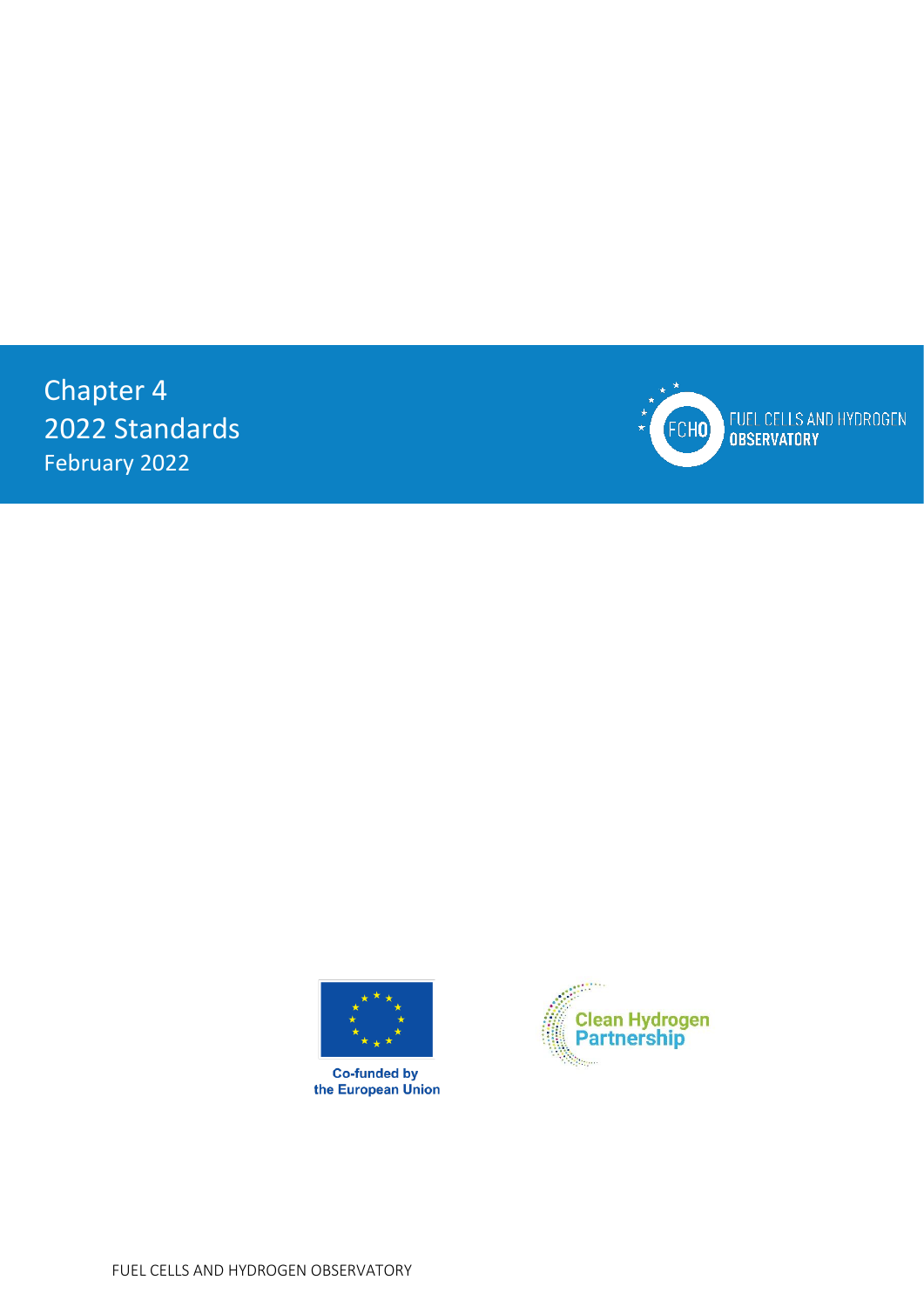# Chapter 4
# 2022 Standards

February 2022

FUEL CELLS AND HYDROGEN OBSERVATORY

Co-funded by the European Union

Clean Hydrogen Partnership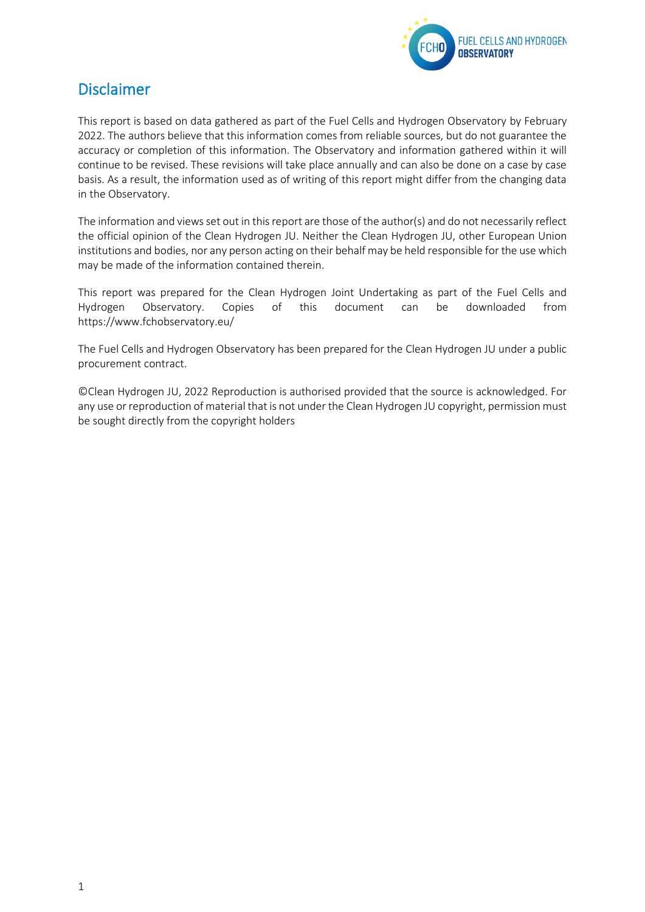## Disclaimer

This report is based on data gathered as part of the Fuel Cells and Hydrogen Observatory by February 2022. The authors believe that this information comes from reliable sources, but do not guarantee the accuracy or completion of this information. The Observatory and information gathered within it will continue to be revised. These revisions will take place annually and can also be done on a case by case basis. As a result, the information used as of writing of this report might differ from the changing data in the Observatory.

The information and views set out in this report are those of the author(s) and do not necessarily reflect the official opinion of the Clean Hydrogen JU. Neither the Clean Hydrogen JU, other European Union institutions and bodies, nor any person acting on their behalf may be held responsible for the use which may be made of the information contained therein.

This report was prepared for the Clean Hydrogen Joint Undertaking as part of the Fuel Cells and Hydrogen Observatory. Copies of this document can be downloaded from https://www.fchobservatory.eu/

The Fuel Cells and Hydrogen Observatory has been prepared for the Clean Hydrogen JU under a public procurement contract.

©Clean Hydrogen JU, 2022 Reproduction is authorised provided that the source is acknowledged. For any use or reproduction of material that is not under the Clean Hydrogen JU copyright, permission must be sought directly from the copyright holders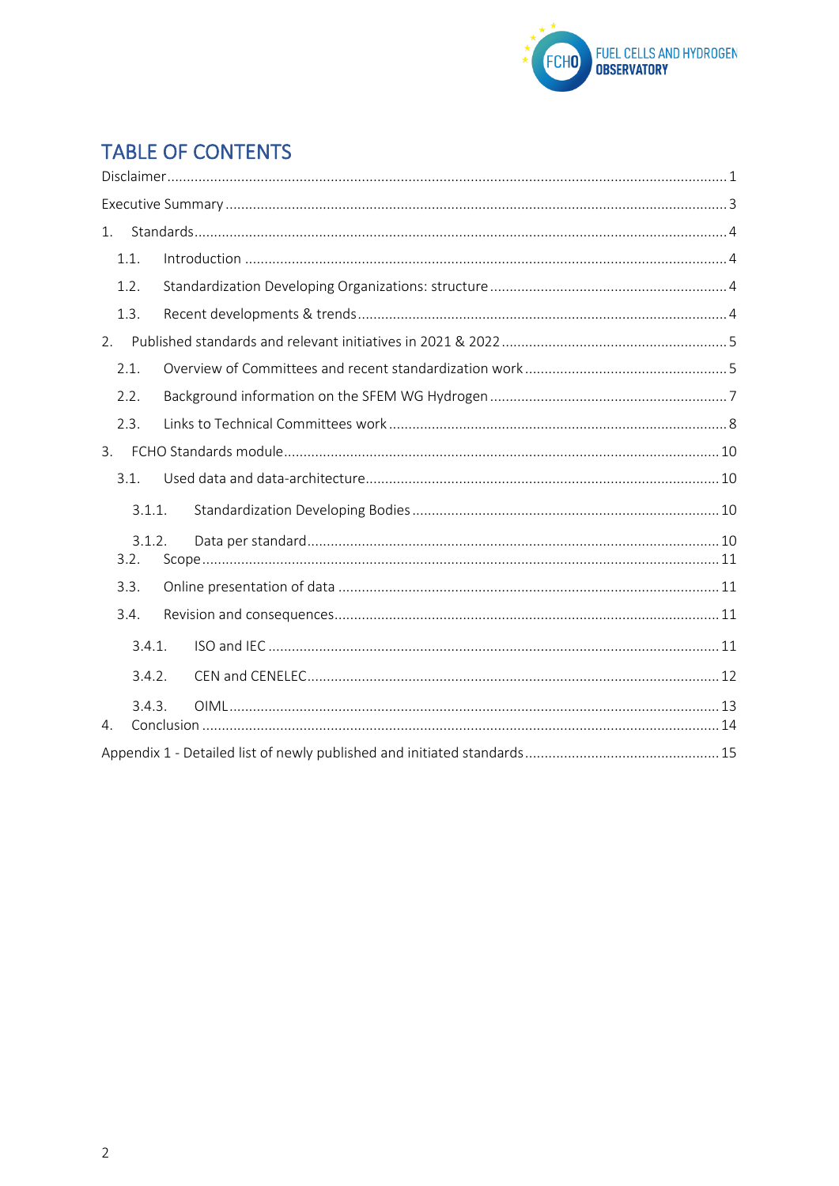# TABLE OF CONTENTS

Disclaimer ... 1

Executive Summary ... 3

1. Standards ... 4
   - 1.1. Introduction ... 4
   - 1.2. Standardization Developing Organizations: structure ... 4
   - 1.3. Recent developments & trends ... 4
2. Published standards and relevant initiatives in 2021 & 2022 ... 5
   - 2.1. Overview of Committees and recent standardization work ... 5
   - 2.2. Background information on the SFEM WG Hydrogen ... 7
   - 2.3. Links to Technical Committees work ... 8
3. FCHO Standards module ... 10
   - 3.1. Used data and data-architecture ... 10
     - 3.1.1. Standardization Developing Bodies ... 10
     - 3.1.2. Data per standard ... 10
   - 3.2. Scope ... 11
   - 3.3. Online presentation of data ... 11
   - 3.4. Revision and consequences ... 11
     - 3.4.1. ISO and IEC ... 11
     - 3.4.2. CEN and CENELEC ... 12
     - 3.4.3. OIML ... 13
4. Conclusion ... 14

Appendix 1 - Detailed list of newly published and initiated standards ... 15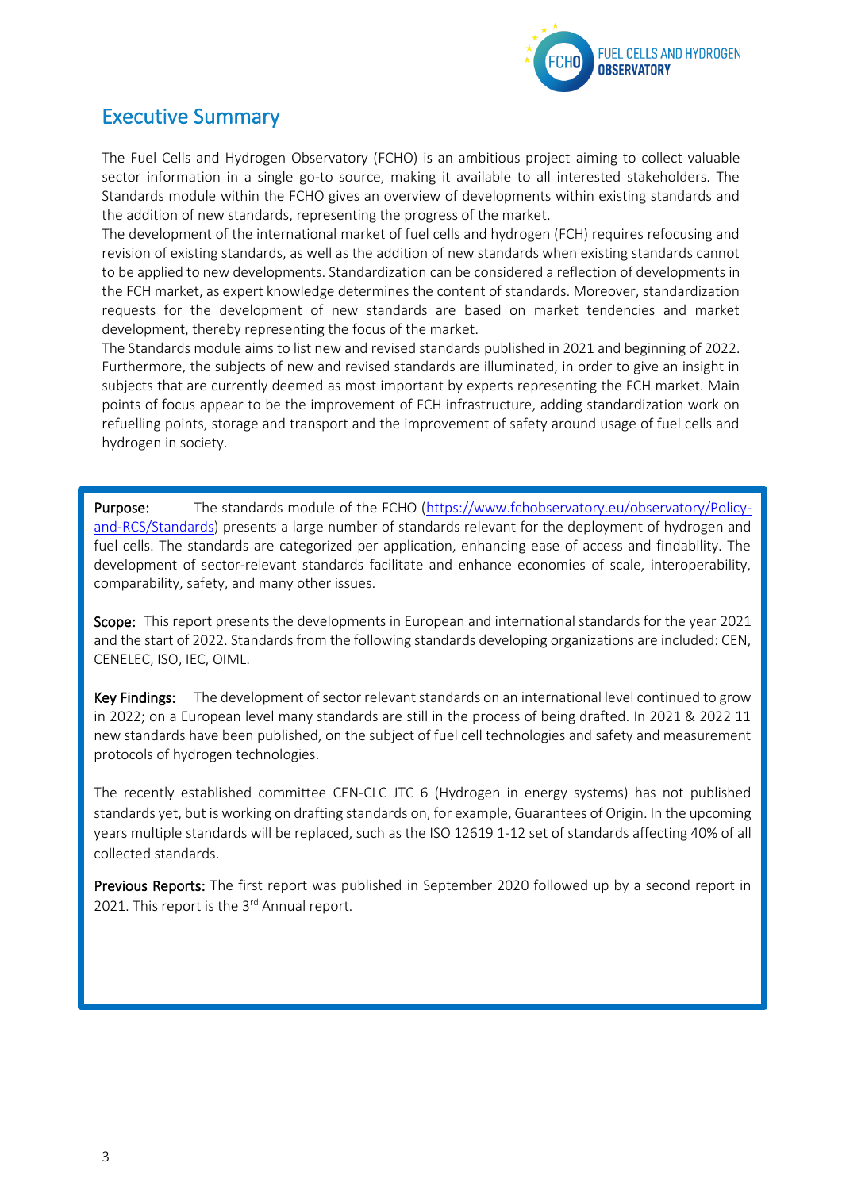# Executive Summary

The Fuel Cells and Hydrogen Observatory (FCHO) is an ambitious project aiming to collect valuable sector information in a single go-to source, making it available to all interested stakeholders. The Standards module within the FCHO gives an overview of developments within existing standards and the addition of new standards, representing the progress of the market.

The development of the international market of fuel cells and hydrogen (FCH) requires refocusing and revision of existing standards, as well as the addition of new standards when existing standards cannot to be applied to new developments. Standardization can be considered a reflection of developments in the FCH market, as expert knowledge determines the content of standards. Moreover, standardization requests for the development of new standards are based on market tendencies and market development, thereby representing the focus of the market.

The Standards module aims to list new and revised standards published in 2021 and beginning of 2022. Furthermore, the subjects of new and revised standards are illuminated, in order to give an insight in subjects that are currently deemed as most important by experts representing the FCH market. Main points of focus appear to be the improvement of FCH infrastructure, adding standardization work on refuelling points, storage and transport and the improvement of safety around usage of fuel cells and hydrogen in society.

**Purpose:** The standards module of the FCHO (https://www.fchobservatory.eu/observatory/Policy-and-RCS/Standards) presents a large number of standards relevant for the deployment of hydrogen and fuel cells. The standards are categorized per application, enhancing ease of access and findability. The development of sector-relevant standards facilitate and enhance economies of scale, interoperability, comparability, safety, and many other issues.

**Scope:** This report presents the developments in European and international standards for the year 2021 and the start of 2022. Standards from the following standards developing organizations are included: CEN, CENELEC, ISO, IEC, OIML.

**Key Findings:** The development of sector relevant standards on an international level continued to grow in 2022; on a European level many standards are still in the process of being drafted. In 2021 & 2022 11 new standards have been published, on the subject of fuel cell technologies and safety and measurement protocols of hydrogen technologies.

The recently established committee CEN-CLC JTC 6 (Hydrogen in energy systems) has not published standards yet, but is working on drafting standards on, for example, Guarantees of Origin. In the upcoming years multiple standards will be replaced, such as the ISO 12619 1-12 set of standards affecting 40% of all collected standards.

**Previous Reports:** The first report was published in September 2020 followed up by a second report in 2021. This report is the 3rd Annual report.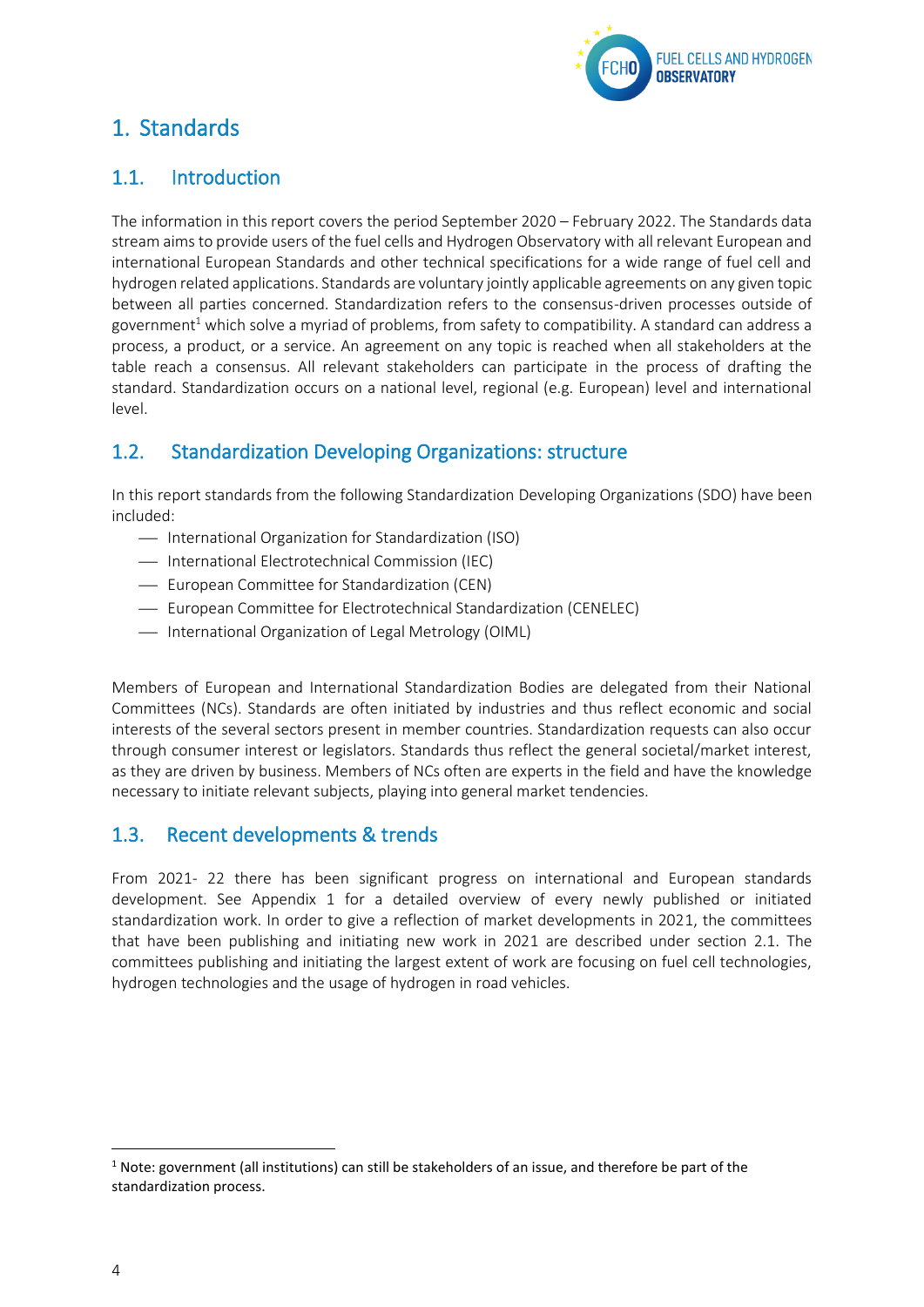# 1. Standards

## 1.1. Introduction

The information in this report covers the period September 2020 – February 2022. The Standards data stream aims to provide users of the fuel cells and Hydrogen Observatory with all relevant European and international European Standards and other technical specifications for a wide range of fuel cell and hydrogen related applications. Standards are voluntary jointly applicable agreements on any given topic between all parties concerned. Standardization refers to the consensus-driven processes outside of government[1] which solve a myriad of problems, from safety to compatibility. A standard can address a process, a product, or a service. An agreement on any topic is reached when all stakeholders at the table reach a consensus. All relevant stakeholders can participate in the process of drafting the standard. Standardization occurs on a national level, regional (e.g. European) level and international level.

## 1.2. Standardization Developing Organizations: structure

In this report standards from the following Standardization Developing Organizations (SDO) have been included:

- International Organization for Standardization (ISO)
- International Electrotechnical Commission (IEC)
- European Committee for Standardization (CEN)
- European Committee for Electrotechnical Standardization (CENELEC)
- International Organization of Legal Metrology (OIML)

Members of European and International Standardization Bodies are delegated from their National Committees (NCs). Standards are often initiated by industries and thus reflect economic and social interests of the several sectors present in member countries. Standardization requests can also occur through consumer interest or legislators. Standards thus reflect the general societal/market interest, as they are driven by business. Members of NCs often are experts in the field and have the knowledge necessary to initiate relevant subjects, playing into general market tendencies.

## 1.3. Recent developments & trends

From 2021- 22 there has been significant progress on international and European standards development. See Appendix 1 for a detailed overview of every newly published or initiated standardization work. In order to give a reflection of market developments in 2021, the committees that have been publishing and initiating new work in 2021 are described under section 2.1. The committees publishing and initiating the largest extent of work are focusing on fuel cell technologies, hydrogen technologies and the usage of hydrogen in road vehicles.

[1] Note: government (all institutions) can still be stakeholders of an issue, and therefore be part of the standardization process.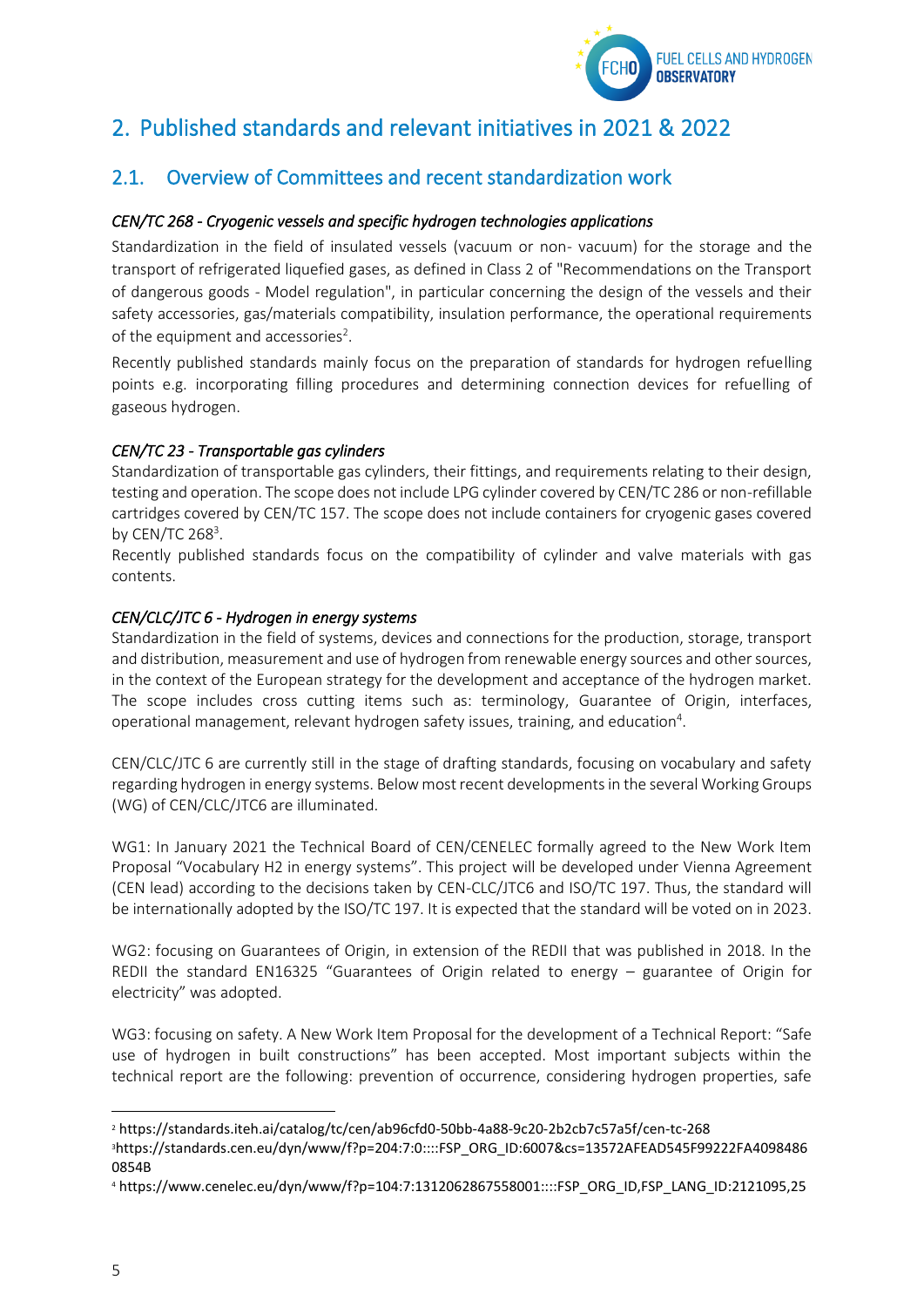## 2. Published standards and relevant initiatives in 2021 & 2022

### 2.1. Overview of Committees and recent standardization work

*CEN/TC 268 - Cryogenic vessels and specific hydrogen technologies applications*

Standardization in the field of insulated vessels (vacuum or non- vacuum) for the storage and the transport of refrigerated liquefied gases, as defined in Class 2 of "Recommendations on the Transport of dangerous goods - Model regulation", in particular concerning the design of the vessels and their safety accessories, gas/materials compatibility, insulation performance, the operational requirements of the equipment and accessories[2].

Recently published standards mainly focus on the preparation of standards for hydrogen refuelling points e.g. incorporating filling procedures and determining connection devices for refuelling of gaseous hydrogen.

*CEN/TC 23 - Transportable gas cylinders*

Standardization of transportable gas cylinders, their fittings, and requirements relating to their design, testing and operation. The scope does not include LPG cylinder covered by CEN/TC 286 or non-refillable cartridges covered by CEN/TC 157. The scope does not include containers for cryogenic gases covered by CEN/TC 268[3].

Recently published standards focus on the compatibility of cylinder and valve materials with gas contents.

*CEN/CLC/JTC 6 - Hydrogen in energy systems*

Standardization in the field of systems, devices and connections for the production, storage, transport and distribution, measurement and use of hydrogen from renewable energy sources and other sources, in the context of the European strategy for the development and acceptance of the hydrogen market. The scope includes cross cutting items such as: terminology, Guarantee of Origin, interfaces, operational management, relevant hydrogen safety issues, training, and education[4].

CEN/CLC/JTC 6 are currently still in the stage of drafting standards, focusing on vocabulary and safety regarding hydrogen in energy systems. Below most recent developments in the several Working Groups (WG) of CEN/CLC/JTC6 are illuminated.

WG1: In January 2021 the Technical Board of CEN/CENELEC formally agreed to the New Work Item Proposal "Vocabulary H2 in energy systems". This project will be developed under Vienna Agreement (CEN lead) according to the decisions taken by CEN-CLC/JTC6 and ISO/TC 197. Thus, the standard will be internationally adopted by the ISO/TC 197. It is expected that the standard will be voted on in 2023.

WG2: focusing on Guarantees of Origin, in extension of the REDII that was published in 2018. In the REDII the standard EN16325 "Guarantees of Origin related to energy – guarantee of Origin for electricity" was adopted.

WG3: focusing on safety. A New Work Item Proposal for the development of a Technical Report: "Safe use of hydrogen in built constructions" has been accepted. Most important subjects within the technical report are the following: prevention of occurrence, considering hydrogen properties, safe

---

[2] https://standards.iteh.ai/catalog/tc/cen/ab96cfd0-50bb-4a88-9c20-2b2cb7c57a5f/cen-tc-268

[3] https://standards.cen.eu/dyn/www/f?p=204:7:0::::FSP_ORG_ID:6007&cs=13572AFEAD545F99222FA40984860854B

[4] https://www.cenelec.eu/dyn/www/f?p=104:7:1312062867558001::::FSP_ORG_ID,FSP_LANG_ID:2121095,25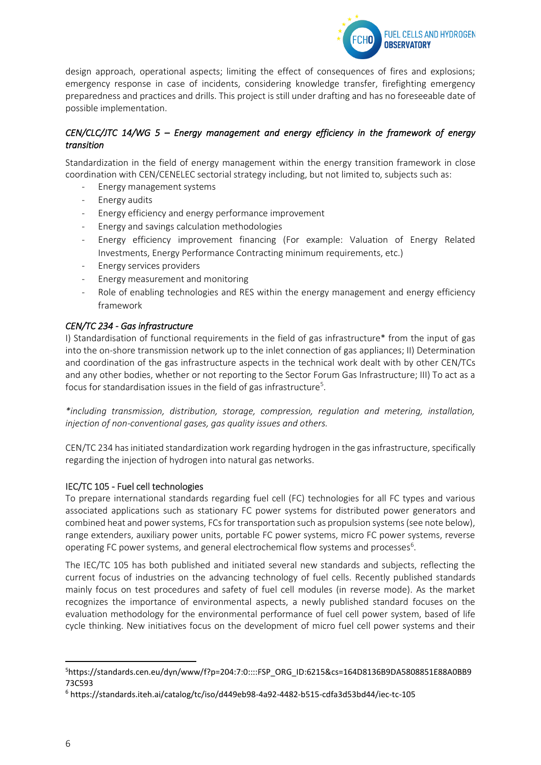design approach, operational aspects; limiting the effect of consequences of fires and explosions; emergency response in case of incidents, considering knowledge transfer, firefighting emergency preparedness and practices and drills. This project is still under drafting and has no foreseeable date of possible implementation.

### *CEN/CLC/JTC 14/WG 5 – Energy management and energy efficiency in the framework of energy transition*

Standardization in the field of energy management within the energy transition framework in close coordination with CEN/CENELEC sectorial strategy including, but not limited to, subjects such as:

- Energy management systems
- Energy audits
- Energy efficiency and energy performance improvement
- Energy and savings calculation methodologies
- Energy efficiency improvement financing (For example: Valuation of Energy Related Investments, Energy Performance Contracting minimum requirements, etc.)
- Energy services providers
- Energy measurement and monitoring
- Role of enabling technologies and RES within the energy management and energy efficiency framework

### *CEN/TC 234 - Gas infrastructure*

I) Standardisation of functional requirements in the field of gas infrastructure* from the input of gas into the on-shore transmission network up to the inlet connection of gas appliances; II) Determination and coordination of the gas infrastructure aspects in the technical work dealt with by other CEN/TCs and any other bodies, whether or not reporting to the Sector Forum Gas Infrastructure; III) To act as a focus for standardisation issues in the field of gas infrastructure[5].

*\*including transmission, distribution, storage, compression, regulation and metering, installation, injection of non-conventional gases, gas quality issues and others.*

CEN/TC 234 has initiated standardization work regarding hydrogen in the gas infrastructure, specifically regarding the injection of hydrogen into natural gas networks.

### IEC/TC 105 - Fuel cell technologies

To prepare international standards regarding fuel cell (FC) technologies for all FC types and various associated applications such as stationary FC power systems for distributed power generators and combined heat and power systems, FCs for transportation such as propulsion systems (see note below), range extenders, auxiliary power units, portable FC power systems, micro FC power systems, reverse operating FC power systems, and general electrochemical flow systems and processes[6].

The IEC/TC 105 has both published and initiated several new standards and subjects, reflecting the current focus of industries on the advancing technology of fuel cells. Recently published standards mainly focus on test procedures and safety of fuel cell modules (in reverse mode). As the market recognizes the importance of environmental aspects, a newly published standard focuses on the evaluation methodology for the environmental performance of fuel cell power system, based of life cycle thinking. New initiatives focus on the development of micro fuel cell power systems and their

---

[5] https://standards.cen.eu/dyn/www/f?p=204:7:0::::FSP_ORG_ID:6215&cs=164D8136B9DA5808851E88A0BB973C593

[6] https://standards.iteh.ai/catalog/tc/iso/d449eb98-4a92-4482-b515-cdfa3d53bd44/iec-tc-105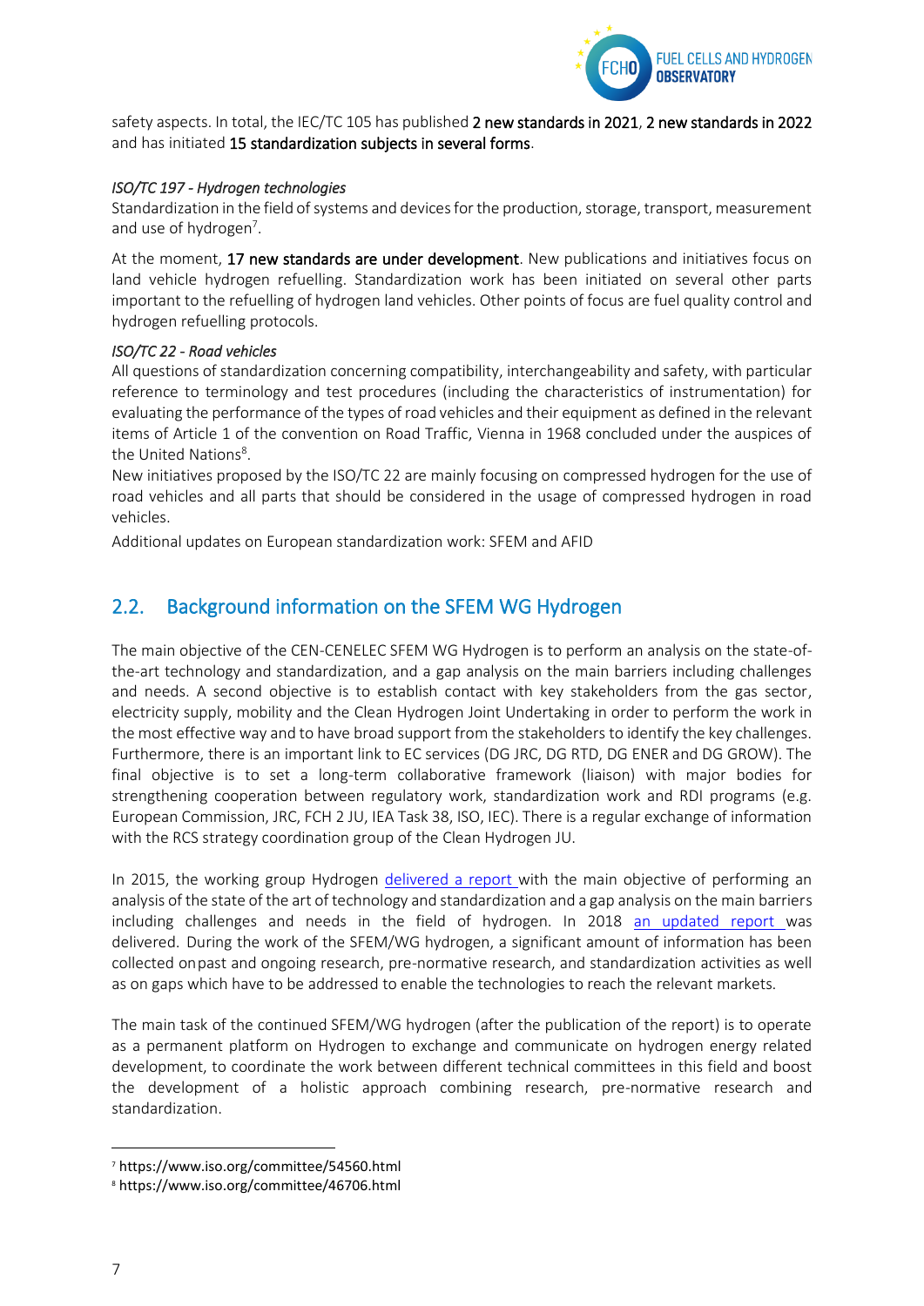safety aspects. In total, the IEC/TC 105 has published **2 new standards in 2021**, **2 new standards in 2022** and has initiated **15 standardization subjects in several forms**.

*ISO/TC 197 - Hydrogen technologies*

Standardization in the field of systems and devices for the production, storage, transport, measurement and use of hydrogen[7].

At the moment, **17 new standards are under development**. New publications and initiatives focus on land vehicle hydrogen refuelling. Standardization work has been initiated on several other parts important to the refuelling of hydrogen land vehicles. Other points of focus are fuel quality control and hydrogen refuelling protocols.

*ISO/TC 22 - Road vehicles*

All questions of standardization concerning compatibility, interchangeability and safety, with particular reference to terminology and test procedures (including the characteristics of instrumentation) for evaluating the performance of the types of road vehicles and their equipment as defined in the relevant items of Article 1 of the convention on Road Traffic, Vienna in 1968 concluded under the auspices of the United Nations[8].

New initiatives proposed by the ISO/TC 22 are mainly focusing on compressed hydrogen for the use of road vehicles and all parts that should be considered in the usage of compressed hydrogen in road vehicles.

Additional updates on European standardization work: SFEM and AFID

## 2.2. Background information on the SFEM WG Hydrogen

The main objective of the CEN-CENELEC SFEM WG Hydrogen is to perform an analysis on the state-of-the-art technology and standardization, and a gap analysis on the main barriers including challenges and needs. A second objective is to establish contact with key stakeholders from the gas sector, electricity supply, mobility and the Clean Hydrogen Joint Undertaking in order to perform the work in the most effective way and to have broad support from the stakeholders to identify the key challenges. Furthermore, there is an important link to EC services (DG JRC, DG RTD, DG ENER and DG GROW). The final objective is to set a long-term collaborative framework (liaison) with major bodies for strengthening cooperation between regulatory work, standardization work and RDI programs (e.g. European Commission, JRC, FCH 2 JU, IEA Task 38, ISO, IEC). There is a regular exchange of information with the RCS strategy coordination group of the Clean Hydrogen JU.

In 2015, the working group Hydrogen delivered a report with the main objective of performing an analysis of the state of the art of technology and standardization and a gap analysis on the main barriers including challenges and needs in the field of hydrogen. In 2018 an updated report was delivered. During the work of the SFEM/WG hydrogen, a significant amount of information has been collected on past and ongoing research, pre-normative research, and standardization activities as well as on gaps which have to be addressed to enable the technologies to reach the relevant markets.

The main task of the continued SFEM/WG hydrogen (after the publication of the report) is to operate as a permanent platform on Hydrogen to exchange and communicate on hydrogen energy related development, to coordinate the work between different technical committees in this field and boost the development of a holistic approach combining research, pre-normative research and standardization.

---

[7] https://www.iso.org/committee/54560.html

[8] https://www.iso.org/committee/46706.html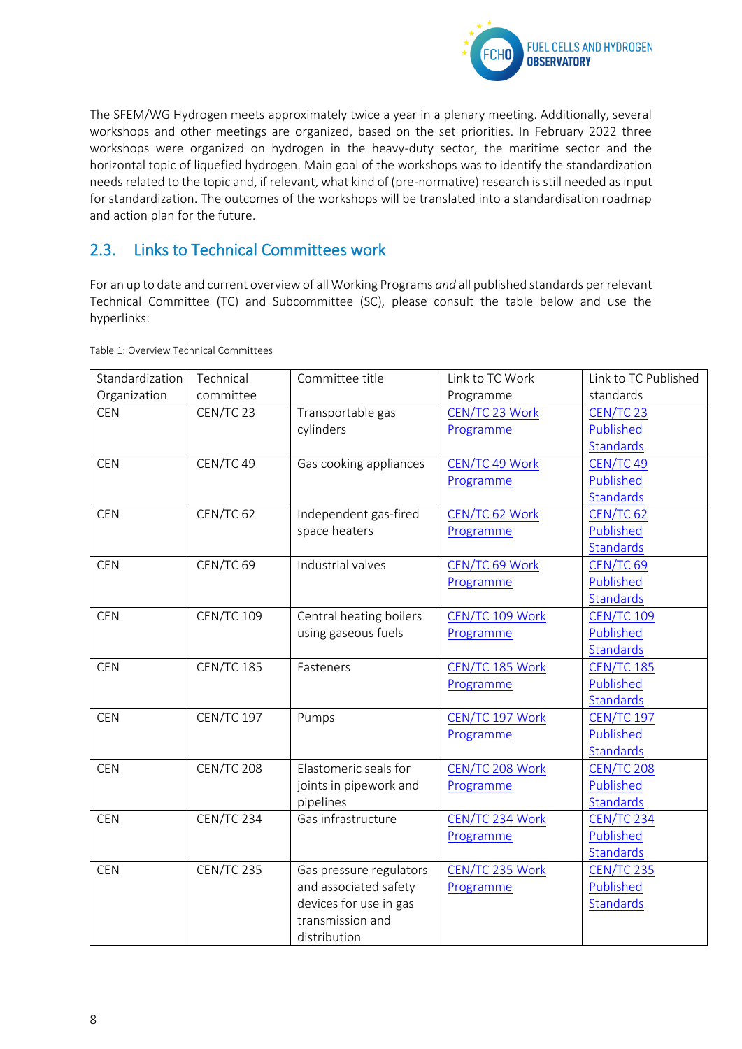The SFEM/WG Hydrogen meets approximately twice a year in a plenary meeting. Additionally, several workshops and other meetings are organized, based on the set priorities. In February 2022 three workshops were organized on hydrogen in the heavy-duty sector, the maritime sector and the horizontal topic of liquefied hydrogen. Main goal of the workshops was to identify the standardization needs related to the topic and, if relevant, what kind of (pre-normative) research is still needed as input for standardization. The outcomes of the workshops will be translated into a standardisation roadmap and action plan for the future.

## 2.3. Links to Technical Committees work

For an up to date and current overview of all Working Programs *and* all published standards per relevant Technical Committee (TC) and Subcommittee (SC), please consult the table below and use the hyperlinks:

Table 1: Overview Technical Committees

| Standardization Organization | Technical committee | Committee title | Link to TC Work Programme | Link to TC Published standards |
|---|---|---|---|---|
| CEN | CEN/TC 23 | Transportable gas cylinders | CEN/TC 23 Work Programme | CEN/TC 23 Published Standards |
| CEN | CEN/TC 49 | Gas cooking appliances | CEN/TC 49 Work Programme | CEN/TC 49 Published Standards |
| CEN | CEN/TC 62 | Independent gas-fired space heaters | CEN/TC 62 Work Programme | CEN/TC 62 Published Standards |
| CEN | CEN/TC 69 | Industrial valves | CEN/TC 69 Work Programme | CEN/TC 69 Published Standards |
| CEN | CEN/TC 109 | Central heating boilers using gaseous fuels | CEN/TC 109 Work Programme | CEN/TC 109 Published Standards |
| CEN | CEN/TC 185 | Fasteners | CEN/TC 185 Work Programme | CEN/TC 185 Published Standards |
| CEN | CEN/TC 197 | Pumps | CEN/TC 197 Work Programme | CEN/TC 197 Published Standards |
| CEN | CEN/TC 208 | Elastomeric seals for joints in pipework and pipelines | CEN/TC 208 Work Programme | CEN/TC 208 Published Standards |
| CEN | CEN/TC 234 | Gas infrastructure | CEN/TC 234 Work Programme | CEN/TC 234 Published Standards |
| CEN | CEN/TC 235 | Gas pressure regulators and associated safety devices for use in gas transmission and distribution | CEN/TC 235 Work Programme | CEN/TC 235 Published Standards |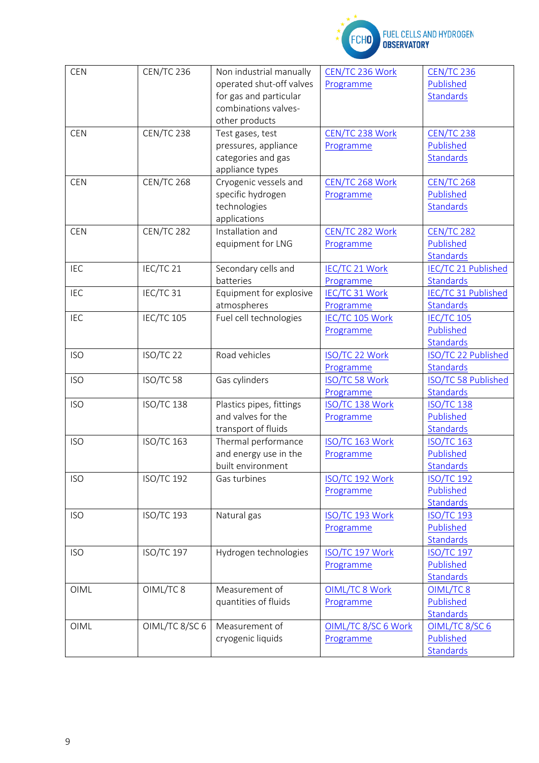| CEN | CEN/TC 236 | Non industrial manually operated shut-off valves for gas and particular combinations valves-other products | CEN/TC 236 Work Programme | CEN/TC 236 Published Standards |
|---|---|---|---|---|
| CEN | CEN/TC 238 | Test gases, test pressures, appliance categories and gas appliance types | CEN/TC 238 Work Programme | CEN/TC 238 Published Standards |
| CEN | CEN/TC 268 | Cryogenic vessels and specific hydrogen technologies applications | CEN/TC 268 Work Programme | CEN/TC 268 Published Standards |
| CEN | CEN/TC 282 | Installation and equipment for LNG | CEN/TC 282 Work Programme | CEN/TC 282 Published Standards |
| IEC | IEC/TC 21 | Secondary cells and batteries | IEC/TC 21 Work Programme | IEC/TC 21 Published Standards |
| IEC | IEC/TC 31 | Equipment for explosive atmospheres | IEC/TC 31 Work Programme | IEC/TC 31 Published Standards |
| IEC | IEC/TC 105 | Fuel cell technologies | IEC/TC 105 Work Programme | IEC/TC 105 Published Standards |
| ISO | ISO/TC 22 | Road vehicles | ISO/TC 22 Work Programme | ISO/TC 22 Published Standards |
| ISO | ISO/TC 58 | Gas cylinders | ISO/TC 58 Work Programme | ISO/TC 58 Published Standards |
| ISO | ISO/TC 138 | Plastics pipes, fittings and valves for the transport of fluids | ISO/TC 138 Work Programme | ISO/TC 138 Published Standards |
| ISO | ISO/TC 163 | Thermal performance and energy use in the built environment | ISO/TC 163 Work Programme | ISO/TC 163 Published Standards |
| ISO | ISO/TC 192 | Gas turbines | ISO/TC 192 Work Programme | ISO/TC 192 Published Standards |
| ISO | ISO/TC 193 | Natural gas | ISO/TC 193 Work Programme | ISO/TC 193 Published Standards |
| ISO | ISO/TC 197 | Hydrogen technologies | ISO/TC 197 Work Programme | ISO/TC 197 Published Standards |
| OIML | OIML/TC 8 | Measurement of quantities of fluids | OIML/TC 8 Work Programme | OIML/TC 8 Published Standards |
| OIML | OIML/TC 8/SC 6 | Measurement of cryogenic liquids | OIML/TC 8/SC 6 Work Programme | OIML/TC 8/SC 6 Published Standards |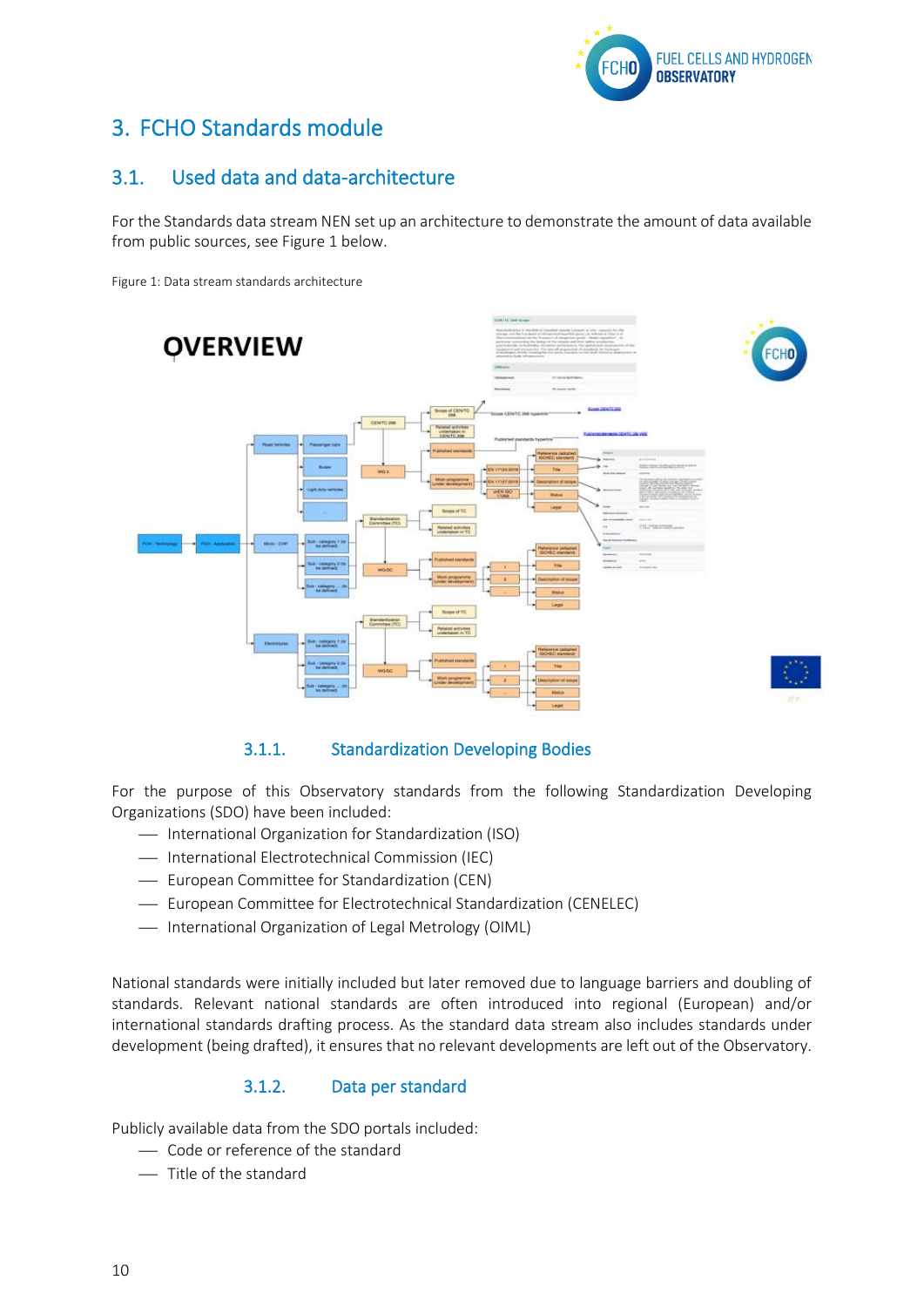# 3. FCHO Standards module

## 3.1. Used data and data-architecture

For the Standards data stream NEN set up an architecture to demonstrate the amount of data available from public sources, see Figure 1 below.

Figure 1: Data stream standards architecture

### 3.1.1. Standardization Developing Bodies

For the purpose of this Observatory standards from the following Standardization Developing Organizations (SDO) have been included:

- International Organization for Standardization (ISO)
- International Electrotechnical Commission (IEC)
- European Committee for Standardization (CEN)
- European Committee for Electrotechnical Standardization (CENELEC)
- International Organization of Legal Metrology (OIML)

National standards were initially included but later removed due to language barriers and doubling of standards. Relevant national standards are often introduced into regional (European) and/or international standards drafting process. As the standard data stream also includes standards under development (being drafted), it ensures that no relevant developments are left out of the Observatory.

### 3.1.2. Data per standard

Publicly available data from the SDO portals included:

- Code or reference of the standard
- Title of the standard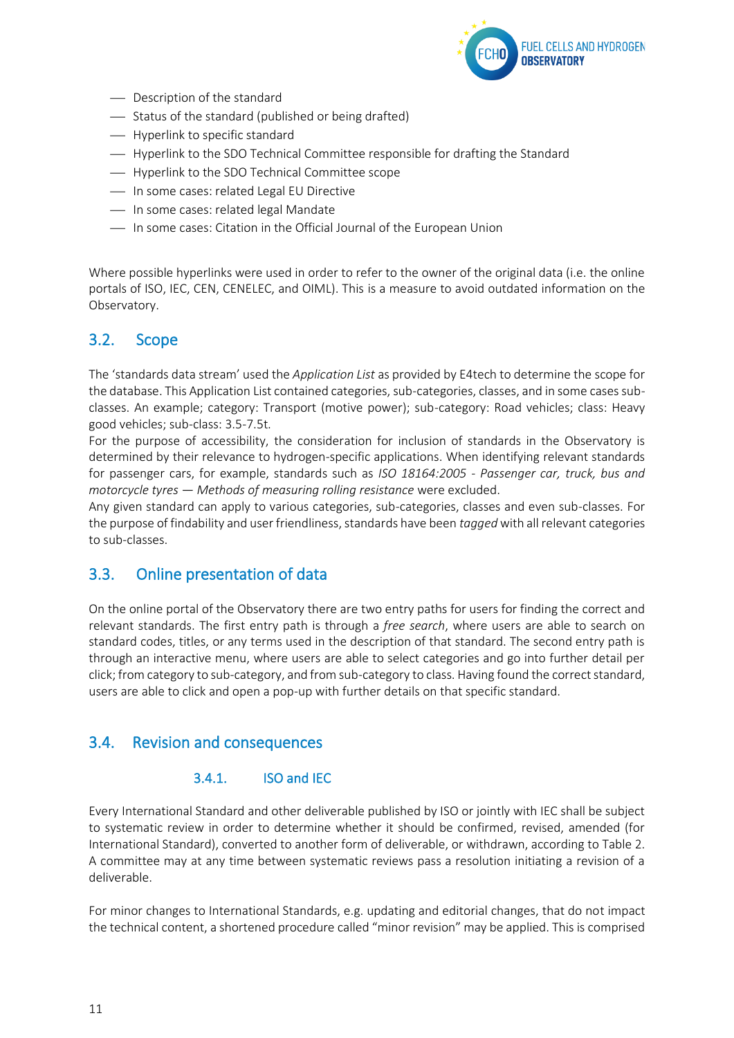- Description of the standard
- Status of the standard (published or being drafted)
- Hyperlink to specific standard
- Hyperlink to the SDO Technical Committee responsible for drafting the Standard
- Hyperlink to the SDO Technical Committee scope
- In some cases: related Legal EU Directive
- In some cases: related legal Mandate
- In some cases: Citation in the Official Journal of the European Union

Where possible hyperlinks were used in order to refer to the owner of the original data (i.e. the online portals of ISO, IEC, CEN, CENELEC, and OIML). This is a measure to avoid outdated information on the Observatory.

## 3.2. Scope

The 'standards data stream' used the *Application List* as provided by E4tech to determine the scope for the database. This Application List contained categories, sub-categories, classes, and in some cases sub-classes. An example; category: Transport (motive power); sub-category: Road vehicles; class: Heavy good vehicles; sub-class: 3.5-7.5t.

For the purpose of accessibility, the consideration for inclusion of standards in the Observatory is determined by their relevance to hydrogen-specific applications. When identifying relevant standards for passenger cars, for example, standards such as *ISO 18164:2005 - Passenger car, truck, bus and motorcycle tyres — Methods of measuring rolling resistance* were excluded.

Any given standard can apply to various categories, sub-categories, classes and even sub-classes. For the purpose of findability and user friendliness, standards have been *tagged* with all relevant categories to sub-classes.

## 3.3. Online presentation of data

On the online portal of the Observatory there are two entry paths for users for finding the correct and relevant standards. The first entry path is through a *free search*, where users are able to search on standard codes, titles, or any terms used in the description of that standard. The second entry path is through an interactive menu, where users are able to select categories and go into further detail per click; from category to sub-category, and from sub-category to class. Having found the correct standard, users are able to click and open a pop-up with further details on that specific standard.

## 3.4. Revision and consequences

### 3.4.1. ISO and IEC

Every International Standard and other deliverable published by ISO or jointly with IEC shall be subject to systematic review in order to determine whether it should be confirmed, revised, amended (for International Standard), converted to another form of deliverable, or withdrawn, according to Table 2. A committee may at any time between systematic reviews pass a resolution initiating a revision of a deliverable.

For minor changes to International Standards, e.g. updating and editorial changes, that do not impact the technical content, a shortened procedure called "minor revision" may be applied. This is comprised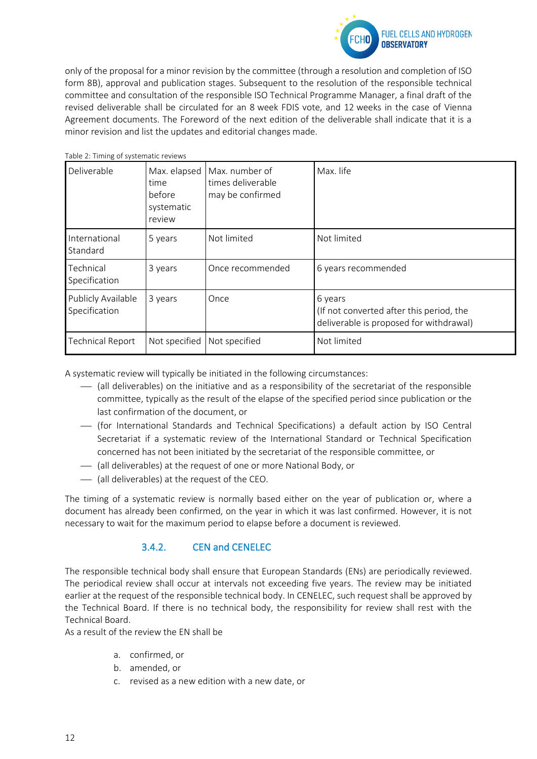only of the proposal for a minor revision by the committee (through a resolution and completion of ISO form 8B), approval and publication stages. Subsequent to the resolution of the responsible technical committee and consultation of the responsible ISO Technical Programme Manager, a final draft of the revised deliverable shall be circulated for an 8 week FDIS vote, and 12 weeks in the case of Vienna Agreement documents. The Foreword of the next edition of the deliverable shall indicate that it is a minor revision and list the updates and editorial changes made.

Table 2: Timing of systematic reviews

| Deliverable | Max. elapsed time before systematic review | Max. number of times deliverable may be confirmed | Max. life |
|---|---|---|---|
| International Standard | 5 years | Not limited | Not limited |
| Technical Specification | 3 years | Once recommended | 6 years recommended |
| Publicly Available Specification | 3 years | Once | 6 years (If not converted after this period, the deliverable is proposed for withdrawal) |
| Technical Report | Not specified | Not specified | Not limited |

A systematic review will typically be initiated in the following circumstances:

- (all deliverables) on the initiative and as a responsibility of the secretariat of the responsible committee, typically as the result of the elapse of the specified period since publication or the last confirmation of the document, or
- (for International Standards and Technical Specifications) a default action by ISO Central Secretariat if a systematic review of the International Standard or Technical Specification concerned has not been initiated by the secretariat of the responsible committee, or
- (all deliverables) at the request of one or more National Body, or
- (all deliverables) at the request of the CEO.

The timing of a systematic review is normally based either on the year of publication or, where a document has already been confirmed, on the year in which it was last confirmed. However, it is not necessary to wait for the maximum period to elapse before a document is reviewed.

### 3.4.2. CEN and CENELEC

The responsible technical body shall ensure that European Standards (ENs) are periodically reviewed. The periodical review shall occur at intervals not exceeding five years. The review may be initiated earlier at the request of the responsible technical body. In CENELEC, such request shall be approved by the Technical Board. If there is no technical body, the responsibility for review shall rest with the Technical Board.
As a result of the review the EN shall be

a. confirmed, or
b. amended, or
c. revised as a new edition with a new date, or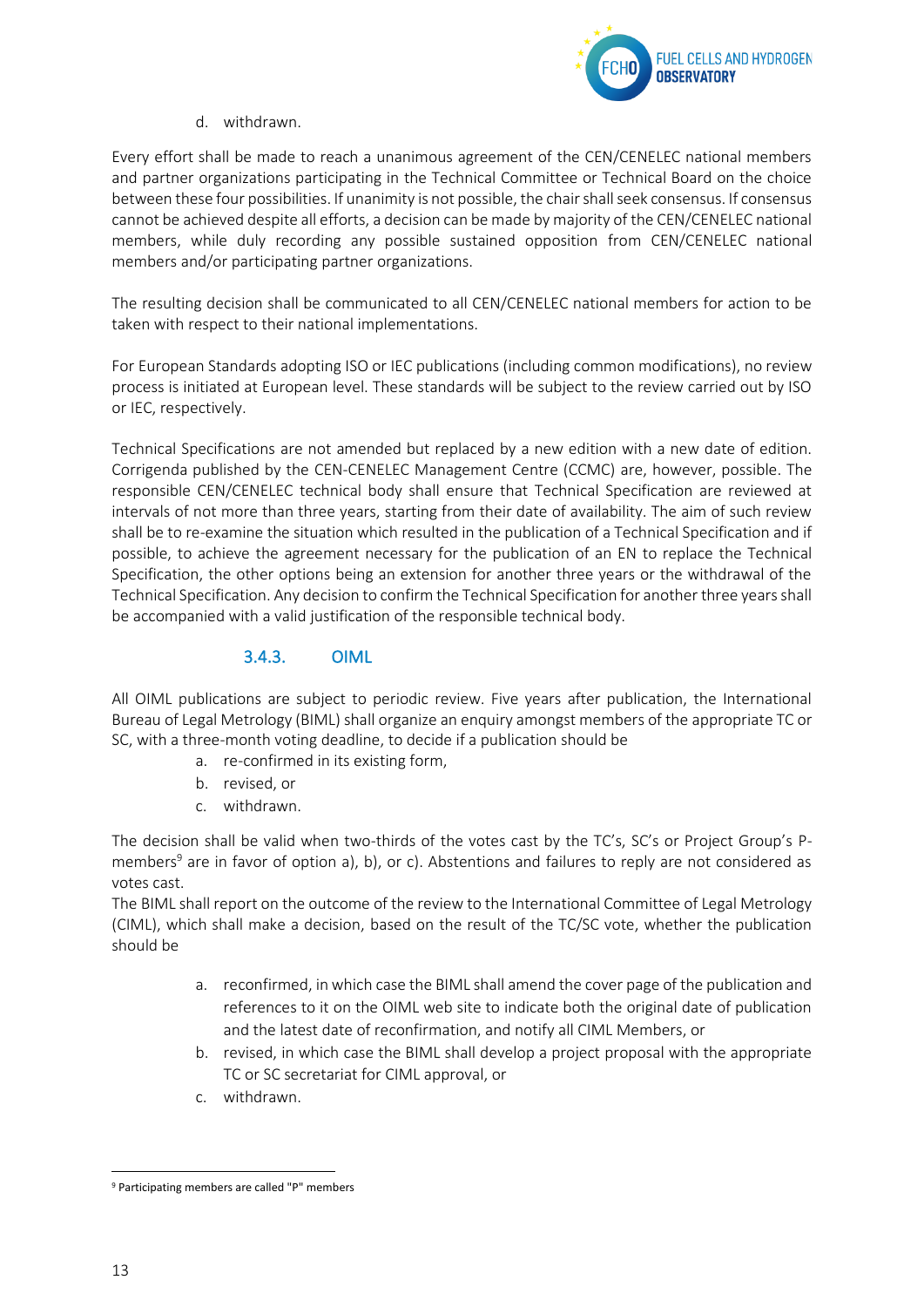d. withdrawn.

Every effort shall be made to reach a unanimous agreement of the CEN/CENELEC national members and partner organizations participating in the Technical Committee or Technical Board on the choice between these four possibilities. If unanimity is not possible, the chair shall seek consensus. If consensus cannot be achieved despite all efforts, a decision can be made by majority of the CEN/CENELEC national members, while duly recording any possible sustained opposition from CEN/CENELEC national members and/or participating partner organizations.

The resulting decision shall be communicated to all CEN/CENELEC national members for action to be taken with respect to their national implementations.

For European Standards adopting ISO or IEC publications (including common modifications), no review process is initiated at European level. These standards will be subject to the review carried out by ISO or IEC, respectively.

Technical Specifications are not amended but replaced by a new edition with a new date of edition. Corrigenda published by the CEN-CENELEC Management Centre (CCMC) are, however, possible. The responsible CEN/CENELEC technical body shall ensure that Technical Specification are reviewed at intervals of not more than three years, starting from their date of availability. The aim of such review shall be to re-examine the situation which resulted in the publication of a Technical Specification and if possible, to achieve the agreement necessary for the publication of an EN to replace the Technical Specification, the other options being an extension for another three years or the withdrawal of the Technical Specification. Any decision to confirm the Technical Specification for another three years shall be accompanied with a valid justification of the responsible technical body.

### 3.4.3. OIML

All OIML publications are subject to periodic review. Five years after publication, the International Bureau of Legal Metrology (BIML) shall organize an enquiry amongst members of the appropriate TC or SC, with a three-month voting deadline, to decide if a publication should be

a. re-confirmed in its existing form,
b. revised, or
c. withdrawn.

The decision shall be valid when two-thirds of the votes cast by the TC's, SC's or Project Group's P-members[9] are in favor of option a), b), or c). Abstentions and failures to reply are not considered as votes cast.

The BIML shall report on the outcome of the review to the International Committee of Legal Metrology (CIML), which shall make a decision, based on the result of the TC/SC vote, whether the publication should be

a. reconfirmed, in which case the BIML shall amend the cover page of the publication and references to it on the OIML web site to indicate both the original date of publication and the latest date of reconfirmation, and notify all CIML Members, or
b. revised, in which case the BIML shall develop a project proposal with the appropriate TC or SC secretariat for CIML approval, or
c. withdrawn.

[9] Participating members are called "P" members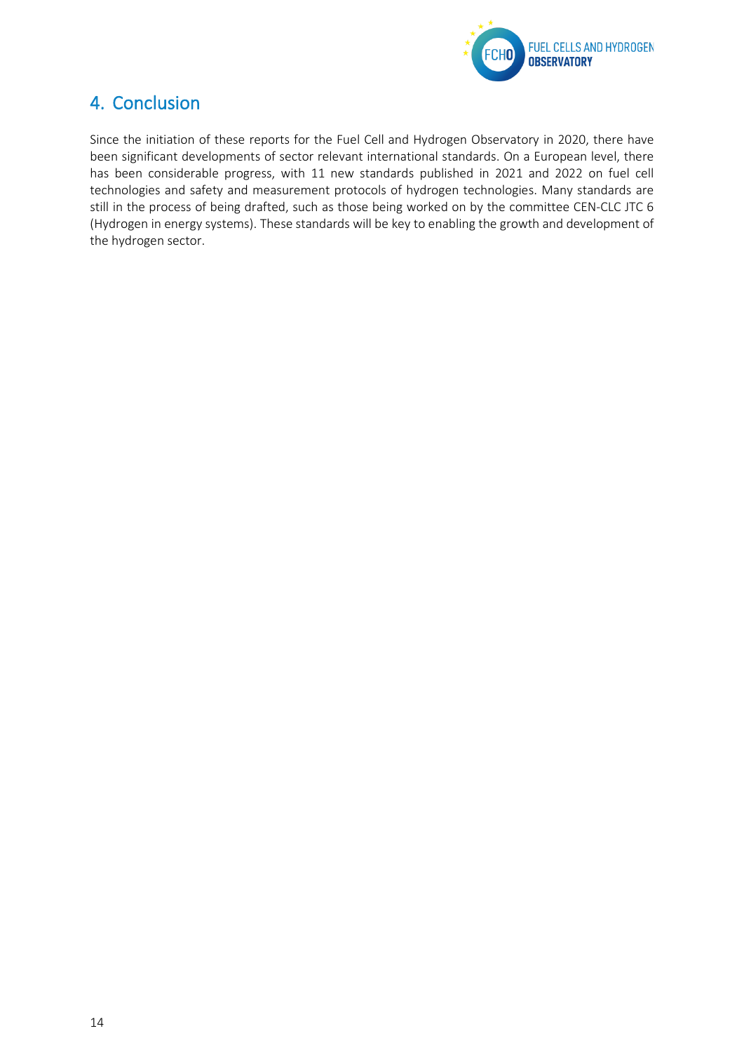# 4. Conclusion

Since the initiation of these reports for the Fuel Cell and Hydrogen Observatory in 2020, there have been significant developments of sector relevant international standards. On a European level, there has been considerable progress, with 11 new standards published in 2021 and 2022 on fuel cell technologies and safety and measurement protocols of hydrogen technologies. Many standards are still in the process of being drafted, such as those being worked on by the committee CEN-CLC JTC 6 (Hydrogen in energy systems). These standards will be key to enabling the growth and development of the hydrogen sector.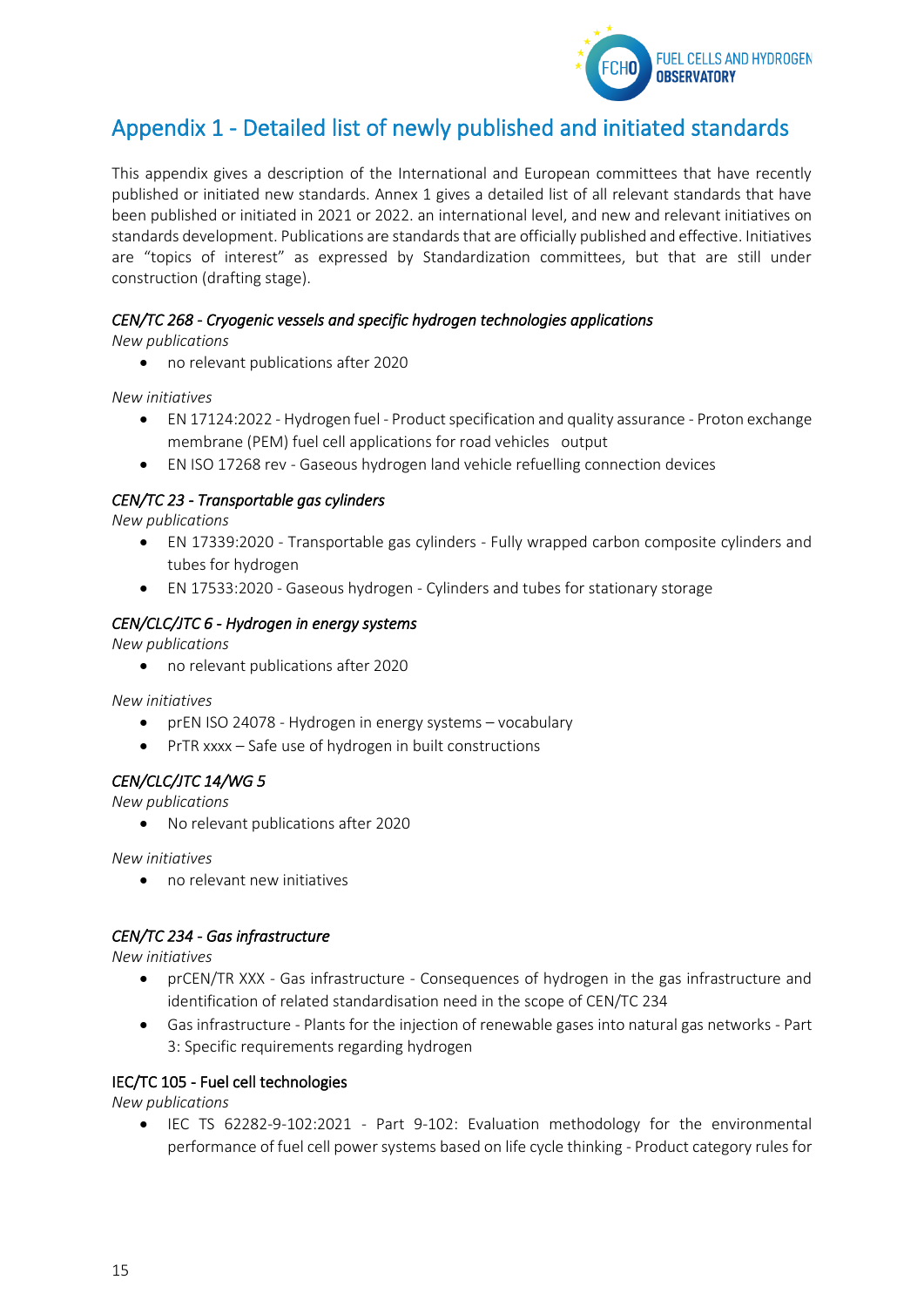# Appendix 1 - Detailed list of newly published and initiated standards

This appendix gives a description of the International and European committees that have recently published or initiated new standards. Annex 1 gives a detailed list of all relevant standards that have been published or initiated in 2021 or 2022. an international level, and new and relevant initiatives on standards development. Publications are standards that are officially published and effective. Initiatives are "topics of interest" as expressed by Standardization committees, but that are still under construction (drafting stage).

*CEN/TC 268 - Cryogenic vessels and specific hydrogen technologies applications*

*New publications*

- no relevant publications after 2020

*New initiatives*

- EN 17124:2022 - Hydrogen fuel - Product specification and quality assurance - Proton exchange membrane (PEM) fuel cell applications for road vehicles output
- EN ISO 17268 rev - Gaseous hydrogen land vehicle refuelling connection devices

*CEN/TC 23 - Transportable gas cylinders*

*New publications*

- EN 17339:2020 - Transportable gas cylinders - Fully wrapped carbon composite cylinders and tubes for hydrogen
- EN 17533:2020 - Gaseous hydrogen - Cylinders and tubes for stationary storage

*CEN/CLC/JTC 6 - Hydrogen in energy systems*

*New publications*

- no relevant publications after 2020

*New initiatives*

- prEN ISO 24078 - Hydrogen in energy systems – vocabulary
- PrTR xxxx – Safe use of hydrogen in built constructions

*CEN/CLC/JTC 14/WG 5*

*New publications*

- No relevant publications after 2020

*New initiatives*

- no relevant new initiatives

*CEN/TC 234 - Gas infrastructure*

*New initiatives*

- prCEN/TR XXX - Gas infrastructure - Consequences of hydrogen in the gas infrastructure and identification of related standardisation need in the scope of CEN/TC 234
- Gas infrastructure - Plants for the injection of renewable gases into natural gas networks - Part 3: Specific requirements regarding hydrogen

IEC/TC 105 - Fuel cell technologies

*New publications*

- IEC TS 62282-9-102:2021 - Part 9-102: Evaluation methodology for the environmental performance of fuel cell power systems based on life cycle thinking - Product category rules for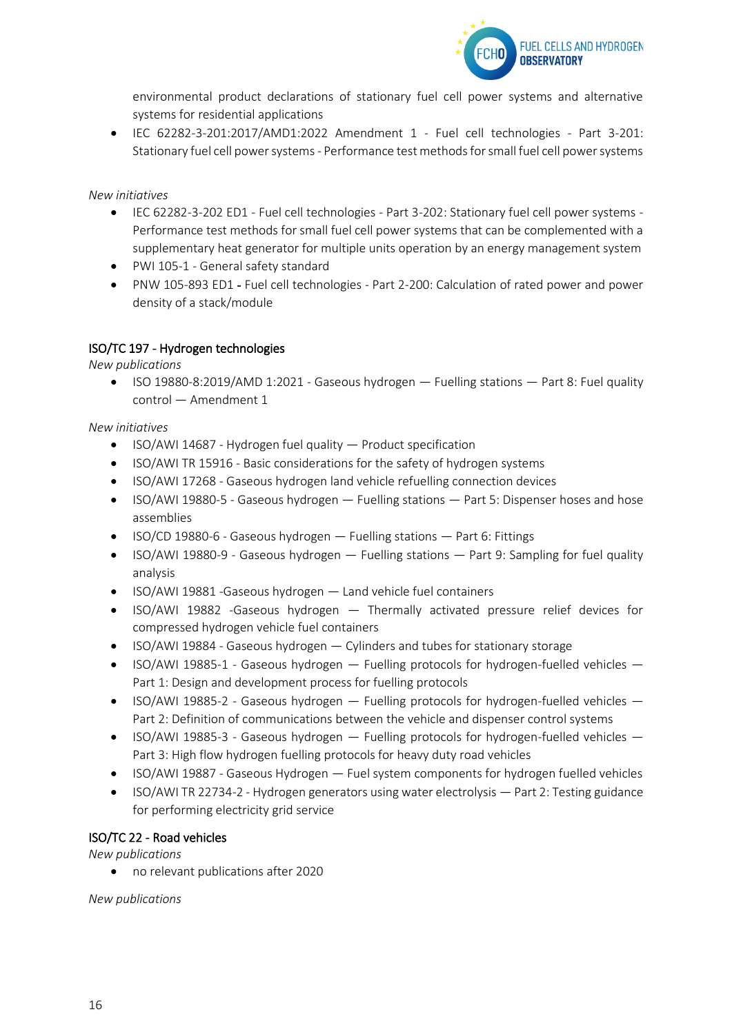environmental product declarations of stationary fuel cell power systems and alternative systems for residential applications

- IEC 62282-3-201:2017/AMD1:2022 Amendment 1 - Fuel cell technologies - Part 3-201: Stationary fuel cell power systems - Performance test methods for small fuel cell power systems

*New initiatives*

- IEC 62282-3-202 ED1 - Fuel cell technologies - Part 3-202: Stationary fuel cell power systems - Performance test methods for small fuel cell power systems that can be complemented with a supplementary heat generator for multiple units operation by an energy management system
- PWI 105-1 - General safety standard
- PNW 105-893 ED1 - Fuel cell technologies - Part 2-200: Calculation of rated power and power density of a stack/module

## ISO/TC 197 - Hydrogen technologies

*New publications*

- ISO 19880-8:2019/AMD 1:2021 - Gaseous hydrogen — Fuelling stations — Part 8: Fuel quality control — Amendment 1

*New initiatives*

- ISO/AWI 14687 - Hydrogen fuel quality — Product specification
- ISO/AWI TR 15916 - Basic considerations for the safety of hydrogen systems
- ISO/AWI 17268 - Gaseous hydrogen land vehicle refuelling connection devices
- ISO/AWI 19880-5 - Gaseous hydrogen — Fuelling stations — Part 5: Dispenser hoses and hose assemblies
- ISO/CD 19880-6 - Gaseous hydrogen — Fuelling stations — Part 6: Fittings
- ISO/AWI 19880-9 - Gaseous hydrogen — Fuelling stations — Part 9: Sampling for fuel quality analysis
- ISO/AWI 19881 -Gaseous hydrogen — Land vehicle fuel containers
- ISO/AWI 19882 -Gaseous hydrogen — Thermally activated pressure relief devices for compressed hydrogen vehicle fuel containers
- ISO/AWI 19884 - Gaseous hydrogen — Cylinders and tubes for stationary storage
- ISO/AWI 19885-1 - Gaseous hydrogen — Fuelling protocols for hydrogen-fuelled vehicles — Part 1: Design and development process for fuelling protocols
- ISO/AWI 19885-2 - Gaseous hydrogen — Fuelling protocols for hydrogen-fuelled vehicles — Part 2: Definition of communications between the vehicle and dispenser control systems
- ISO/AWI 19885-3 - Gaseous hydrogen — Fuelling protocols for hydrogen-fuelled vehicles — Part 3: High flow hydrogen fuelling protocols for heavy duty road vehicles
- ISO/AWI 19887 - Gaseous Hydrogen — Fuel system components for hydrogen fuelled vehicles
- ISO/AWI TR 22734-2 - Hydrogen generators using water electrolysis — Part 2: Testing guidance for performing electricity grid service

## ISO/TC 22 - Road vehicles

*New publications*

- no relevant publications after 2020

*New publications*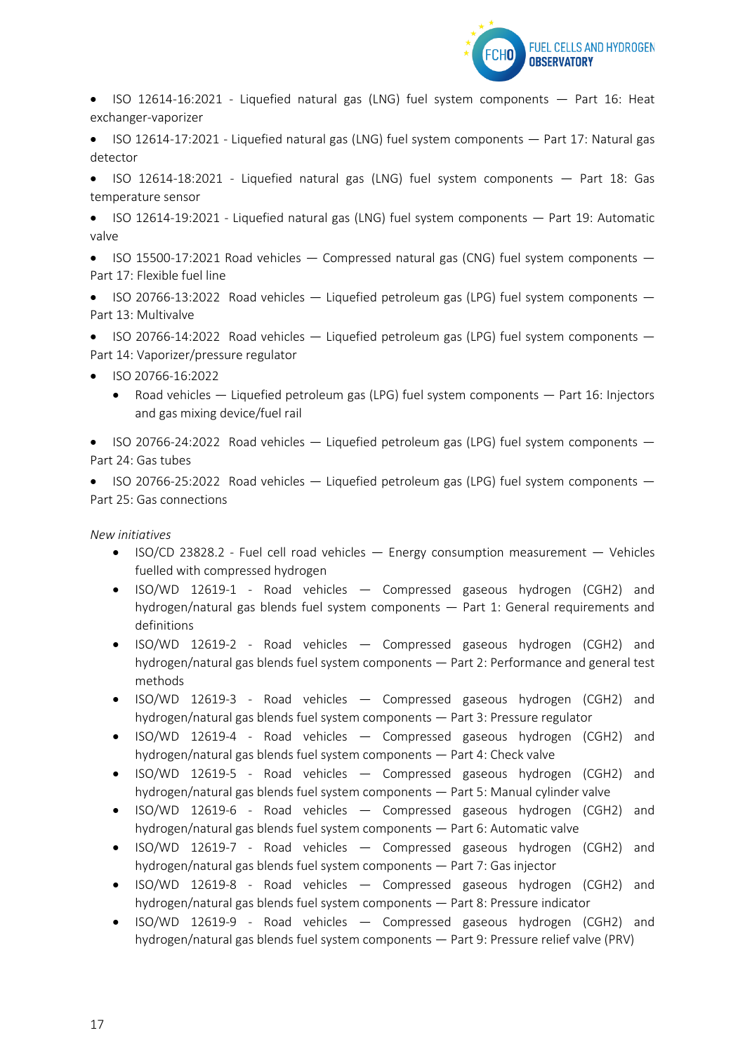- ISO 12614-16:2021 - Liquefied natural gas (LNG) fuel system components — Part 16: Heat exchanger-vaporizer
- ISO 12614-17:2021 - Liquefied natural gas (LNG) fuel system components — Part 17: Natural gas detector
- ISO 12614-18:2021 - Liquefied natural gas (LNG) fuel system components — Part 18: Gas temperature sensor
- ISO 12614-19:2021 - Liquefied natural gas (LNG) fuel system components — Part 19: Automatic valve
- ISO 15500-17:2021 Road vehicles — Compressed natural gas (CNG) fuel system components — Part 17: Flexible fuel line
- ISO 20766-13:2022 Road vehicles — Liquefied petroleum gas (LPG) fuel system components — Part 13: Multivalve
- ISO 20766-14:2022 Road vehicles — Liquefied petroleum gas (LPG) fuel system components — Part 14: Vaporizer/pressure regulator
- ISO 20766-16:2022
  - Road vehicles — Liquefied petroleum gas (LPG) fuel system components — Part 16: Injectors and gas mixing device/fuel rail
- ISO 20766-24:2022 Road vehicles — Liquefied petroleum gas (LPG) fuel system components — Part 24: Gas tubes
- ISO 20766-25:2022 Road vehicles — Liquefied petroleum gas (LPG) fuel system components — Part 25: Gas connections

*New initiatives*

- ISO/CD 23828.2 - Fuel cell road vehicles — Energy consumption measurement — Vehicles fuelled with compressed hydrogen
- ISO/WD 12619-1 - Road vehicles — Compressed gaseous hydrogen (CGH2) and hydrogen/natural gas blends fuel system components — Part 1: General requirements and definitions
- ISO/WD 12619-2 - Road vehicles — Compressed gaseous hydrogen (CGH2) and hydrogen/natural gas blends fuel system components — Part 2: Performance and general test methods
- ISO/WD 12619-3 - Road vehicles — Compressed gaseous hydrogen (CGH2) and hydrogen/natural gas blends fuel system components — Part 3: Pressure regulator
- ISO/WD 12619-4 - Road vehicles — Compressed gaseous hydrogen (CGH2) and hydrogen/natural gas blends fuel system components — Part 4: Check valve
- ISO/WD 12619-5 - Road vehicles — Compressed gaseous hydrogen (CGH2) and hydrogen/natural gas blends fuel system components — Part 5: Manual cylinder valve
- ISO/WD 12619-6 - Road vehicles — Compressed gaseous hydrogen (CGH2) and hydrogen/natural gas blends fuel system components — Part 6: Automatic valve
- ISO/WD 12619-7 - Road vehicles — Compressed gaseous hydrogen (CGH2) and hydrogen/natural gas blends fuel system components — Part 7: Gas injector
- ISO/WD 12619-8 - Road vehicles — Compressed gaseous hydrogen (CGH2) and hydrogen/natural gas blends fuel system components — Part 8: Pressure indicator
- ISO/WD 12619-9 - Road vehicles — Compressed gaseous hydrogen (CGH2) and hydrogen/natural gas blends fuel system components — Part 9: Pressure relief valve (PRV)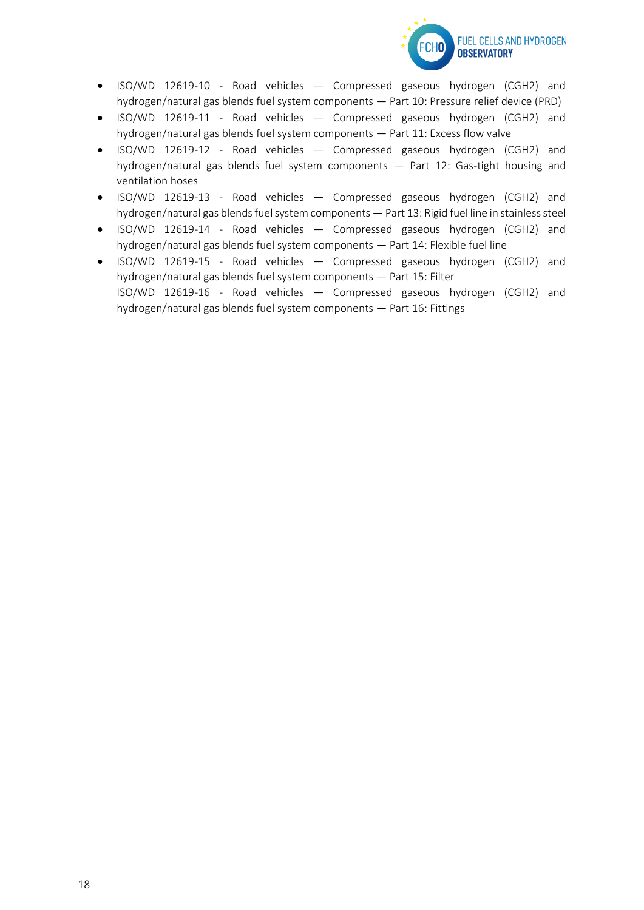- ISO/WD 12619-10 - Road vehicles — Compressed gaseous hydrogen (CGH2) and hydrogen/natural gas blends fuel system components — Part 10: Pressure relief device (PRD)
- ISO/WD 12619-11 - Road vehicles — Compressed gaseous hydrogen (CGH2) and hydrogen/natural gas blends fuel system components — Part 11: Excess flow valve
- ISO/WD 12619-12 - Road vehicles — Compressed gaseous hydrogen (CGH2) and hydrogen/natural gas blends fuel system components — Part 12: Gas-tight housing and ventilation hoses
- ISO/WD 12619-13 - Road vehicles — Compressed gaseous hydrogen (CGH2) and hydrogen/natural gas blends fuel system components — Part 13: Rigid fuel line in stainless steel
- ISO/WD 12619-14 - Road vehicles — Compressed gaseous hydrogen (CGH2) and hydrogen/natural gas blends fuel system components — Part 14: Flexible fuel line
- ISO/WD 12619-15 - Road vehicles — Compressed gaseous hydrogen (CGH2) and hydrogen/natural gas blends fuel system components — Part 15: Filter
  ISO/WD 12619-16 - Road vehicles — Compressed gaseous hydrogen (CGH2) and hydrogen/natural gas blends fuel system components — Part 16: Fittings